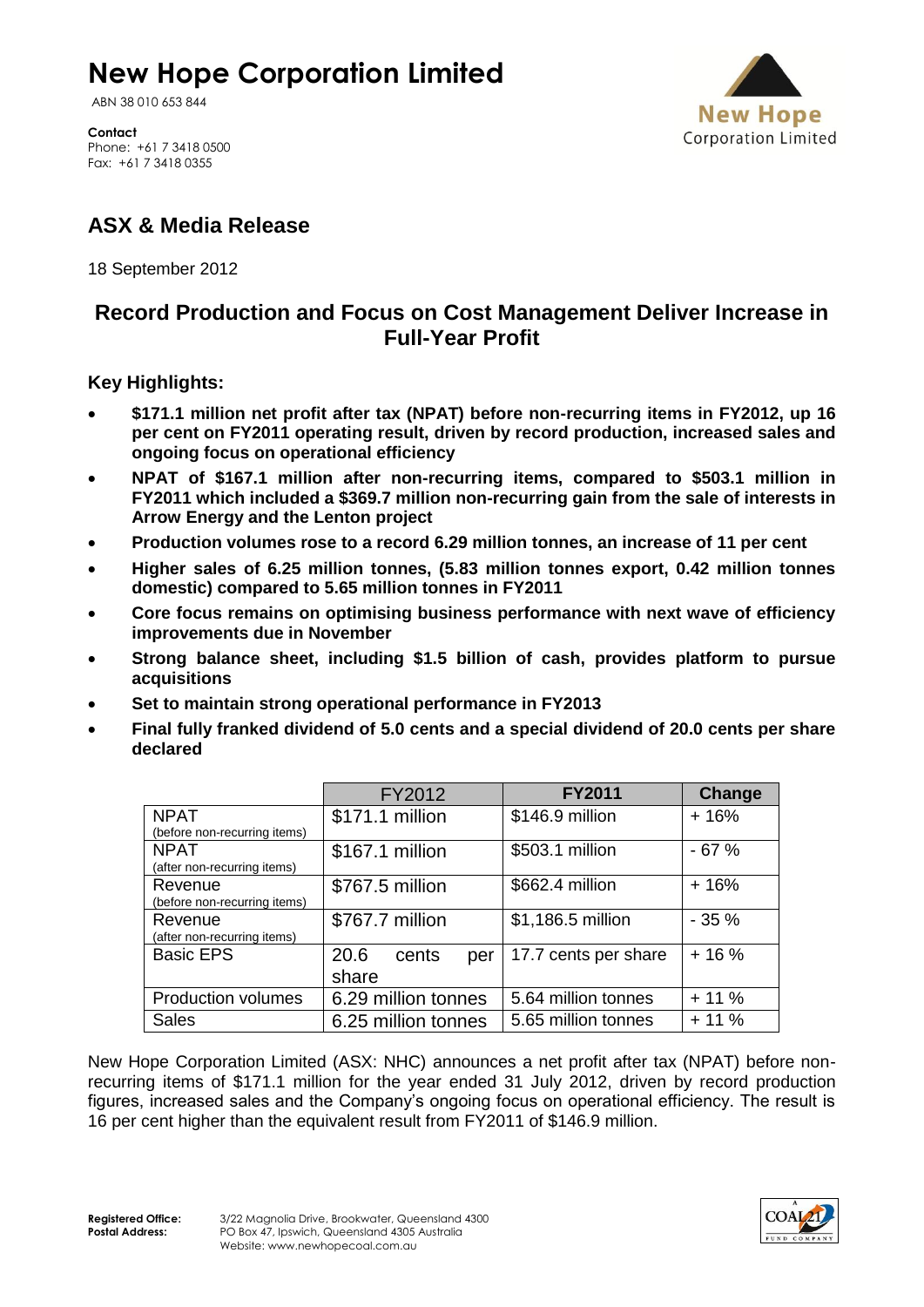# New Hope Corporation Limited

ABN 38 010 653 844

**Contact**
Phone: +61 7 3418 0500
Fax: +61 7 3418 0355

## ASX & Media Release

18 September 2012

## Record Production and Focus on Cost Management Deliver Increase in Full-Year Profit

### Key Highlights:

- **$171.1 million net profit after tax (NPAT) before non-recurring items in FY2012, up 16 per cent on FY2011 operating result, driven by record production, increased sales and ongoing focus on operational efficiency**
- **NPAT of $167.1 million after non-recurring items, compared to $503.1 million in FY2011 which included a $369.7 million non-recurring gain from the sale of interests in Arrow Energy and the Lenton project**
- **Production volumes rose to a record 6.29 million tonnes, an increase of 11 per cent**
- **Higher sales of 6.25 million tonnes, (5.83 million tonnes export, 0.42 million tonnes domestic) compared to 5.65 million tonnes in FY2011**
- **Core focus remains on optimising business performance with next wave of efficiency improvements due in November**
- **Strong balance sheet, including $1.5 billion of cash, provides platform to pursue acquisitions**
- **Set to maintain strong operational performance in FY2013**
- **Final fully franked dividend of 5.0 cents and a special dividend of 20.0 cents per share declared**

| | FY2012 | **FY2011** | **Change** |
|---|---|---|---|
| NPAT (before non-recurring items) | $171.1 million | $146.9 million | + 16% |
| NPAT (after non-recurring items) | $167.1 million | $503.1 million | - 67 % |
| Revenue (before non-recurring items) | $767.5 million | $662.4 million | + 16% |
| Revenue (after non-recurring items) | $767.7 million | $1,186.5 million | - 35 % |
| Basic EPS | 20.6 cents per share | 17.7 cents per share | + 16 % |
| Production volumes | 6.29 million tonnes | 5.64 million tonnes | + 11 % |
| Sales | 6.25 million tonnes | 5.65 million tonnes | + 11 % |

New Hope Corporation Limited (ASX: NHC) announces a net profit after tax (NPAT) before non-recurring items of $171.1 million for the year ended 31 July 2012, driven by record production figures, increased sales and the Company's ongoing focus on operational efficiency. The result is 16 per cent higher than the equivalent result from FY2011 of $146.9 million.

**Registered Office:** 3/22 Magnolia Drive, Brookwater, Queensland 4300
**Postal Address:** PO Box 47, Ipswich, Queensland 4305 Australia
Website: www.newhopecoal.com.au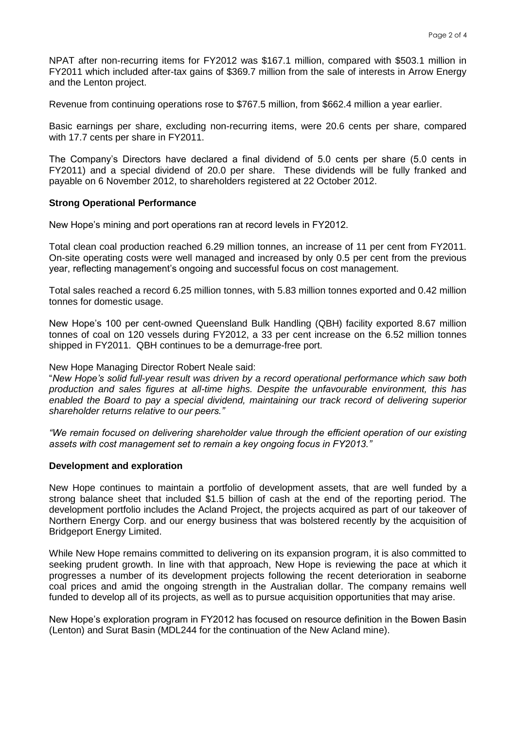NPAT after non-recurring items for FY2012 was $167.1 million, compared with $503.1 million in FY2011 which included after-tax gains of $369.7 million from the sale of interests in Arrow Energy and the Lenton project.

Revenue from continuing operations rose to $767.5 million, from $662.4 million a year earlier.

Basic earnings per share, excluding non-recurring items, were 20.6 cents per share, compared with 17.7 cents per share in FY2011.

The Company's Directors have declared a final dividend of 5.0 cents per share (5.0 cents in FY2011) and a special dividend of 20.0 per share. These dividends will be fully franked and payable on 6 November 2012, to shareholders registered at 22 October 2012.

**Strong Operational Performance**

New Hope's mining and port operations ran at record levels in FY2012.

Total clean coal production reached 6.29 million tonnes, an increase of 11 per cent from FY2011. On-site operating costs were well managed and increased by only 0.5 per cent from the previous year, reflecting management's ongoing and successful focus on cost management.

Total sales reached a record 6.25 million tonnes, with 5.83 million tonnes exported and 0.42 million tonnes for domestic usage.

New Hope's 100 per cent-owned Queensland Bulk Handling (QBH) facility exported 8.67 million tonnes of coal on 120 vessels during FY2012, a 33 per cent increase on the 6.52 million tonnes shipped in FY2011. QBH continues to be a demurrage-free port.

New Hope Managing Director Robert Neale said:
"*New Hope's solid full-year result was driven by a record operational performance which saw both production and sales figures at all-time highs. Despite the unfavourable environment, this has enabled the Board to pay a special dividend, maintaining our track record of delivering superior shareholder returns relative to our peers."*

*"We remain focused on delivering shareholder value through the efficient operation of our existing assets with cost management set to remain a key ongoing focus in FY2013."*

**Development and exploration**

New Hope continues to maintain a portfolio of development assets, that are well funded by a strong balance sheet that included $1.5 billion of cash at the end of the reporting period. The development portfolio includes the Acland Project, the projects acquired as part of our takeover of Northern Energy Corp. and our energy business that was bolstered recently by the acquisition of Bridgeport Energy Limited.

While New Hope remains committed to delivering on its expansion program, it is also committed to seeking prudent growth. In line with that approach, New Hope is reviewing the pace at which it progresses a number of its development projects following the recent deterioration in seaborne coal prices and amid the ongoing strength in the Australian dollar. The company remains well funded to develop all of its projects, as well as to pursue acquisition opportunities that may arise.

New Hope's exploration program in FY2012 has focused on resource definition in the Bowen Basin (Lenton) and Surat Basin (MDL244 for the continuation of the New Acland mine).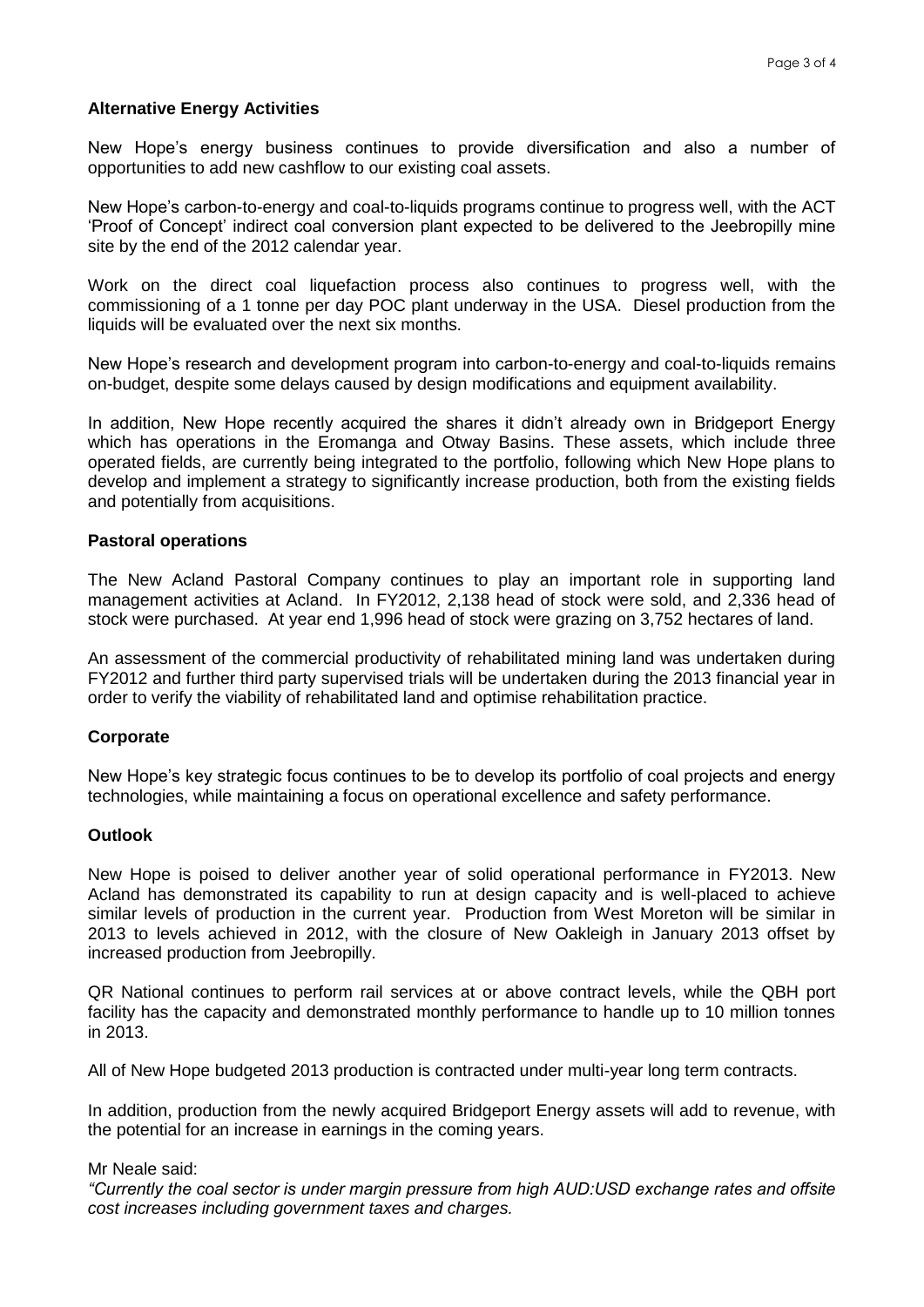**Alternative Energy Activities**

New Hope's energy business continues to provide diversification and also a number of opportunities to add new cashflow to our existing coal assets.

New Hope's carbon-to-energy and coal-to-liquids programs continue to progress well, with the ACT 'Proof of Concept' indirect coal conversion plant expected to be delivered to the Jeebropilly mine site by the end of the 2012 calendar year.

Work on the direct coal liquefaction process also continues to progress well, with the commissioning of a 1 tonne per day POC plant underway in the USA. Diesel production from the liquids will be evaluated over the next six months.

New Hope's research and development program into carbon-to-energy and coal-to-liquids remains on-budget, despite some delays caused by design modifications and equipment availability.

In addition, New Hope recently acquired the shares it didn't already own in Bridgeport Energy which has operations in the Eromanga and Otway Basins. These assets, which include three operated fields, are currently being integrated to the portfolio, following which New Hope plans to develop and implement a strategy to significantly increase production, both from the existing fields and potentially from acquisitions.

**Pastoral operations**

The New Acland Pastoral Company continues to play an important role in supporting land management activities at Acland. In FY2012, 2,138 head of stock were sold, and 2,336 head of stock were purchased. At year end 1,996 head of stock were grazing on 3,752 hectares of land.

An assessment of the commercial productivity of rehabilitated mining land was undertaken during FY2012 and further third party supervised trials will be undertaken during the 2013 financial year in order to verify the viability of rehabilitated land and optimise rehabilitation practice.

**Corporate**

New Hope's key strategic focus continues to be to develop its portfolio of coal projects and energy technologies, while maintaining a focus on operational excellence and safety performance.

**Outlook**

New Hope is poised to deliver another year of solid operational performance in FY2013. New Acland has demonstrated its capability to run at design capacity and is well-placed to achieve similar levels of production in the current year. Production from West Moreton will be similar in 2013 to levels achieved in 2012, with the closure of New Oakleigh in January 2013 offset by increased production from Jeebropilly.

QR National continues to perform rail services at or above contract levels, while the QBH port facility has the capacity and demonstrated monthly performance to handle up to 10 million tonnes in 2013.

All of New Hope budgeted 2013 production is contracted under multi-year long term contracts.

In addition, production from the newly acquired Bridgeport Energy assets will add to revenue, with the potential for an increase in earnings in the coming years.

Mr Neale said:

*"Currently the coal sector is under margin pressure from high AUD:USD exchange rates and offsite cost increases including government taxes and charges.*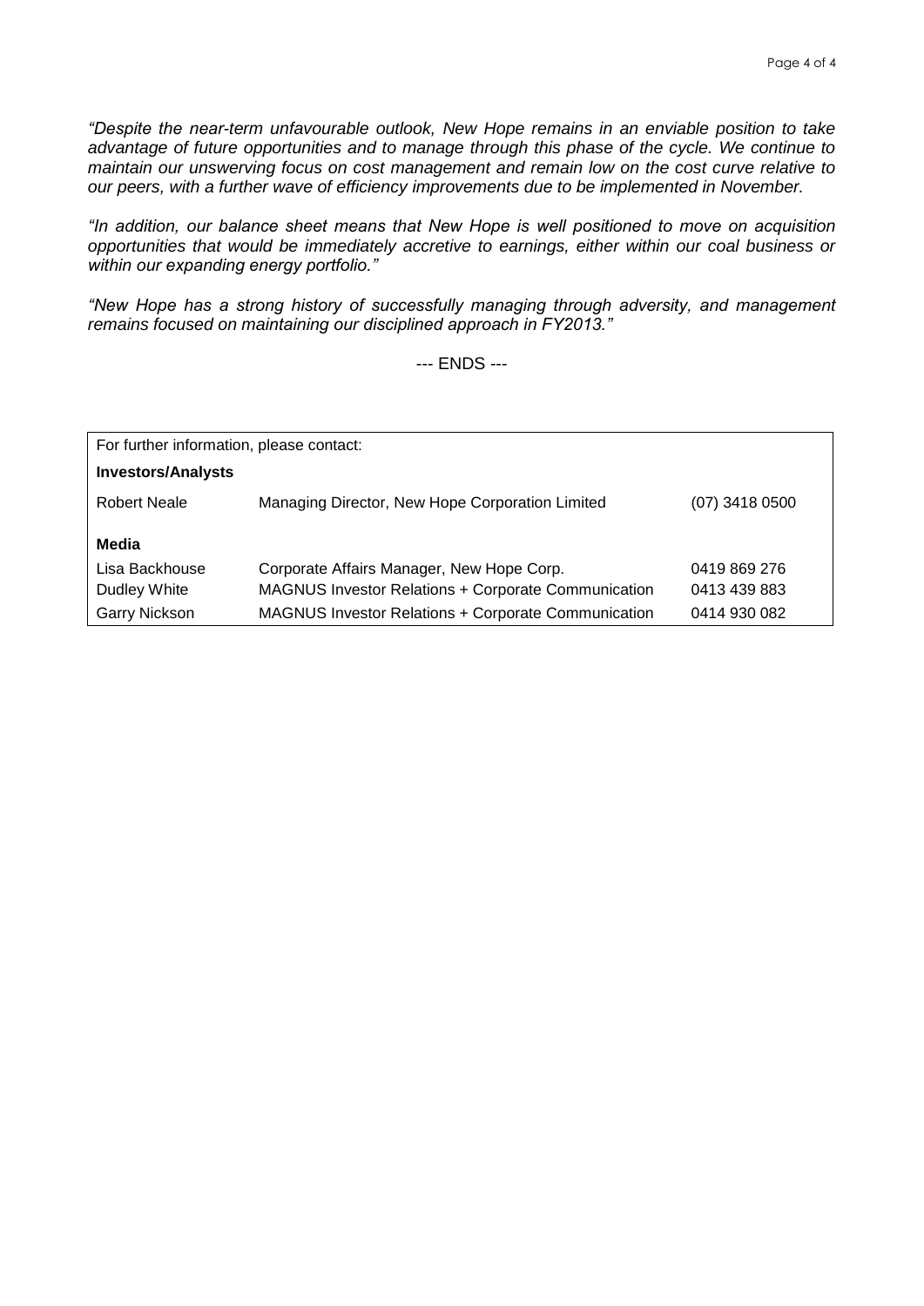*"Despite the near-term unfavourable outlook, New Hope remains in an enviable position to take advantage of future opportunities and to manage through this phase of the cycle. We continue to maintain our unswerving focus on cost management and remain low on the cost curve relative to our peers, with a further wave of efficiency improvements due to be implemented in November.*

*"In addition, our balance sheet means that New Hope is well positioned to move on acquisition opportunities that would be immediately accretive to earnings, either within our coal business or within our expanding energy portfolio."*

*"New Hope has a strong history of successfully managing through adversity, and management remains focused on maintaining our disciplined approach in FY2013."*

--- ENDS ---

| | | |
|---|---|---|
| For further information, please contact: | | |
| **Investors/Analysts** | | |
| Robert Neale | Managing Director, New Hope Corporation Limited | (07) 3418 0500 |
| **Media** | | |
| Lisa Backhouse | Corporate Affairs Manager, New Hope Corp. | 0419 869 276 |
| Dudley White | MAGNUS Investor Relations + Corporate Communication | 0413 439 883 |
| Garry Nickson | MAGNUS Investor Relations + Corporate Communication | 0414 930 082 |